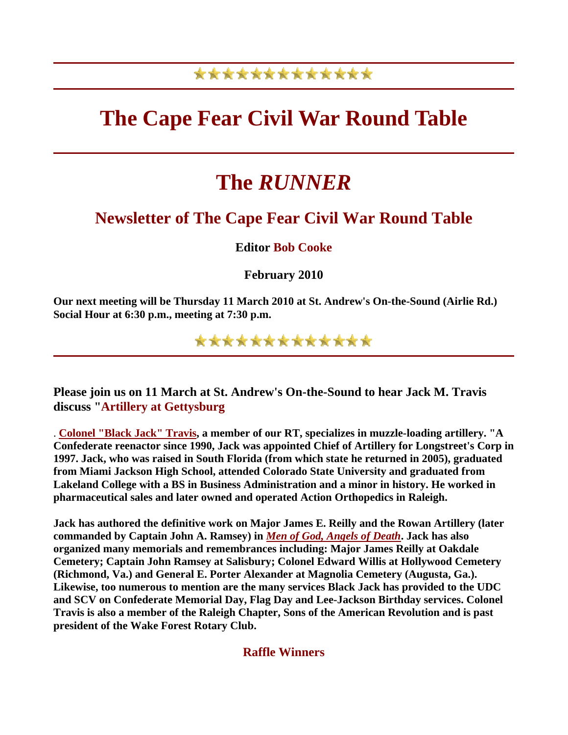*************

# The Cape Fear Civil War Round Table

# The *RUNNER*

## Newsletter of The Cape Fear Civil War Round Table

**Editor Bob Cooke**

**February 2010**

**Our next meeting will be Thursday 11 March 2010 at St. Andrew's On-the-Sound (Airlie Rd.) Social Hour at 6:30 p.m., meeting at 7:30 p.m.**

*************

### Please join us on 11 March at St. Andrew's On-the-Sound to hear Jack M. Travis discuss "Artillery at Gettysburg

. **Colonel "Black Jack" Travis, a member of our RT, specializes in muzzle-loading artillery. "A Confederate reenactor since 1990, Jack was appointed Chief of Artillery for Longstreet's Corp in 1997. Jack, who was raised in South Florida (from which state he returned in 2005), graduated from Miami Jackson High School, attended Colorado State University and graduated from Lakeland College with a BS in Business Administration and a minor in history. He worked in pharmaceutical sales and later owned and operated Action Orthopedics in Raleigh.**

**Jack has authored the definitive work on Major James E. Reilly and the Rowan Artillery (later commanded by Captain John A. Ramsey) in *Men of God, Angels of Death*. Jack has also organized many memorials and remembrances including: Major James Reilly at Oakdale Cemetery; Captain John Ramsey at Salisbury; Colonel Edward Willis at Hollywood Cemetery (Richmond, Va.) and General E. Porter Alexander at Magnolia Cemetery (Augusta, Ga.). Likewise, too numerous to mention are the many services Black Jack has provided to the UDC and SCV on Confederate Memorial Day, Flag Day and Lee-Jackson Birthday services. Colonel Travis is also a member of the Raleigh Chapter, Sons of the American Revolution and is past president of the Wake Forest Rotary Club.**

### Raffle Winners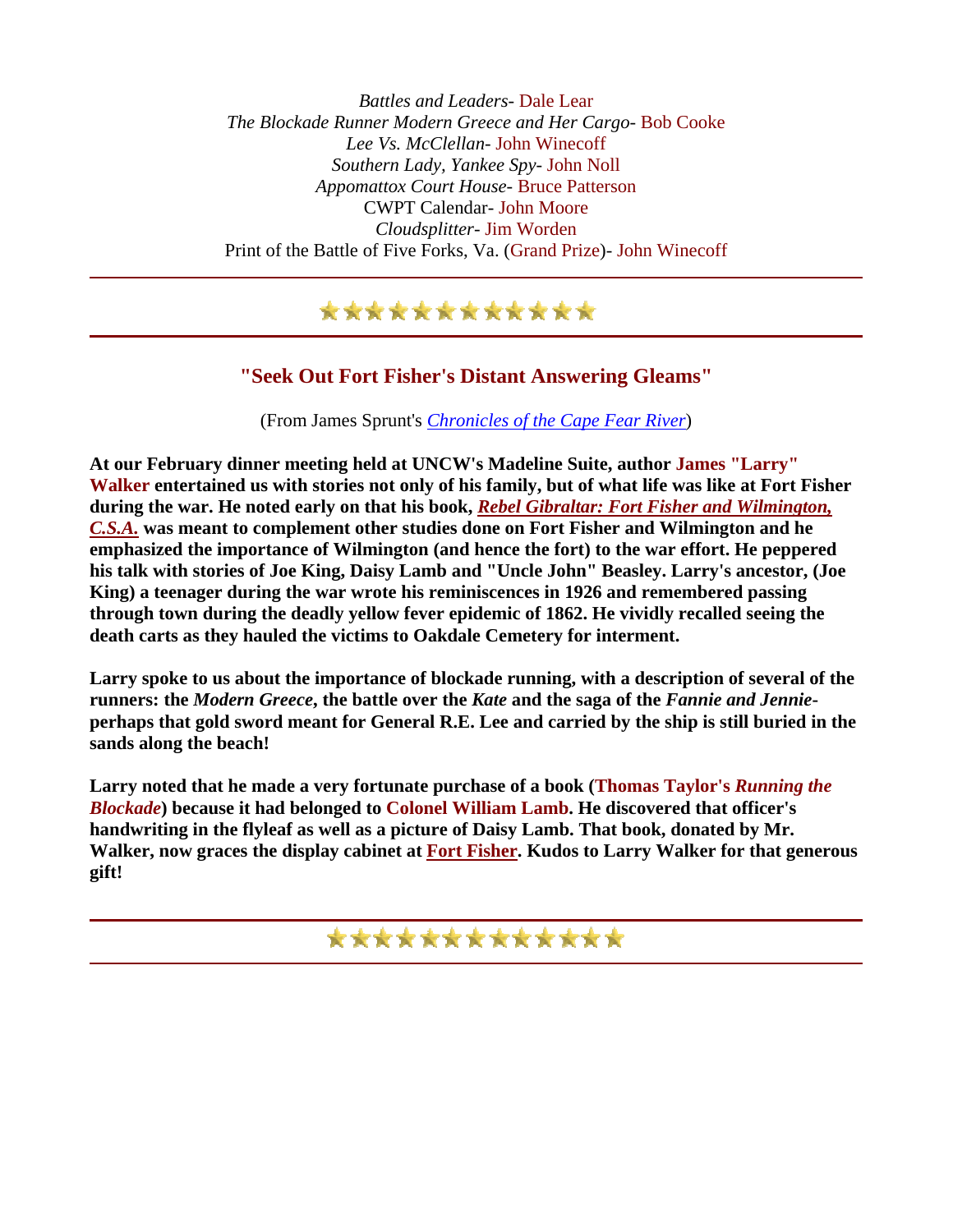*Battles and Leaders*- Dale Lear
*The Blockade Runner Modern Greece and Her Cargo*- Bob Cooke
*Lee Vs. McClellan*- John Winecoff
*Southern Lady, Yankee Spy*- John Noll
*Appomattox Court House*- Bruce Patterson
CWPT Calendar- John Moore
*Cloudsplitter*- Jim Worden
Print of the Battle of Five Forks, Va. (Grand Prize)- John Winecoff

---

## "Seek Out Fort Fisher's Distant Answering Gleams"

(From James Sprunt's *Chronicles of the Cape Fear River*)

**At our February dinner meeting held at UNCW's Madeline Suite, author James "Larry" Walker entertained us with stories not only of his family, but of what life was like at Fort Fisher during the war. He noted early on that his book, *Rebel Gibraltar: Fort Fisher and Wilmington, C.S.A.* was meant to complement other studies done on Fort Fisher and Wilmington and he emphasized the importance of Wilmington (and hence the fort) to the war effort. He peppered his talk with stories of Joe King, Daisy Lamb and "Uncle John" Beasley. Larry's ancestor, (Joe King) a teenager during the war wrote his reminiscences in 1926 and remembered passing through town during the deadly yellow fever epidemic of 1862. He vividly recalled seeing the death carts as they hauled the victims to Oakdale Cemetery for interment.**

**Larry spoke to us about the importance of blockade running, with a description of several of the runners: the *Modern Greece*, the battle over the *Kate* and the saga of the *Fannie and Jennie*- perhaps that gold sword meant for General R.E. Lee and carried by the ship is still buried in the sands along the beach!**

**Larry noted that he made a very fortunate purchase of a book (Thomas Taylor's *Running the Blockade*) because it had belonged to Colonel William Lamb. He discovered that officer's handwriting in the flyleaf as well as a picture of Daisy Lamb. That book, donated by Mr. Walker, now graces the display cabinet at Fort Fisher. Kudos to Larry Walker for that generous gift!**

---